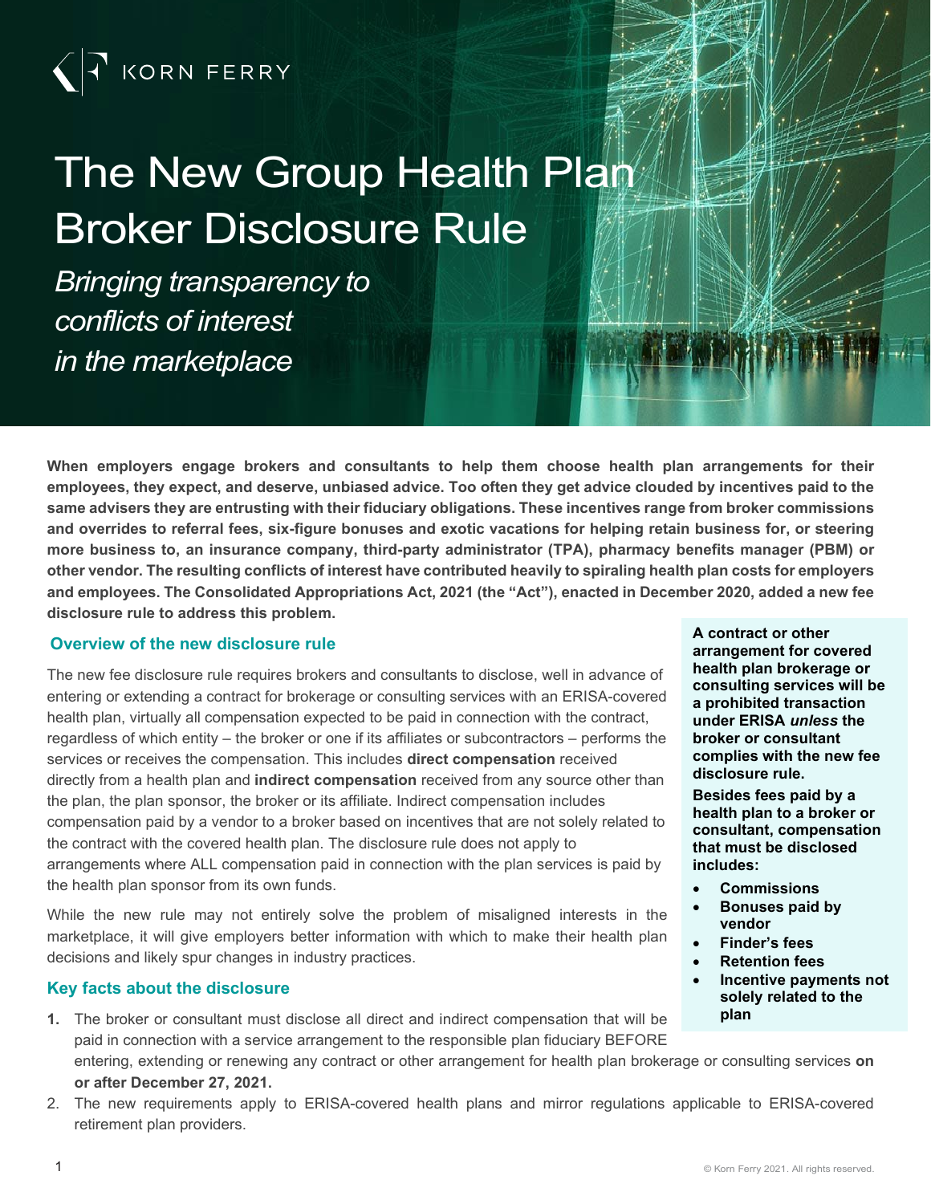KORN FERRY

# The New Group Health Plan Broker Disclosure Rule

*Bringing transparency to conflicts of interest in the marketplace*

**When employers engage brokers and consultants to help them choose health plan arrangements for their employees, they expect, and deserve, unbiased advice. Too often they get advice clouded by incentives paid to the same advisers they are entrusting with their fiduciary obligations. These incentives range from broker commissions and overrides to referral fees, six-figure bonuses and exotic vacations for helping retain business for, or steering more business to, an insurance company, third-party administrator (TPA), pharmacy benefits manager (PBM) or other vendor. The resulting conflicts of interest have contributed heavily to spiraling health plan costs for employers and employees. The Consolidated Appropriations Act, 2021 (the "Act"), enacted in December 2020, added a new fee disclosure rule to address this problem.**

## Overview of the new disclosure rule

The new fee disclosure rule requires brokers and consultants to disclose, well in advance of entering or extending a contract for brokerage or consulting services with an ERISA-covered health plan, virtually all compensation expected to be paid in connection with the contract, regardless of which entity – the broker or one if its affiliates or subcontractors – performs the services or receives the compensation. This includes **direct compensation** received directly from a health plan and **indirect compensation** received from any source other than the plan, the plan sponsor, the broker or its affiliate. Indirect compensation includes compensation paid by a vendor to a broker based on incentives that are not solely related to the contract with the covered health plan. The disclosure rule does not apply to arrangements where ALL compensation paid in connection with the plan services is paid by the health plan sponsor from its own funds.

While the new rule may not entirely solve the problem of misaligned interests in the marketplace, it will give employers better information with which to make their health plan decisions and likely spur changes in industry practices.

**A contract or other arrangement for covered health plan brokerage or consulting services will be a prohibited transaction under ERISA *unless* the broker or consultant complies with the new fee disclosure rule.**

**Besides fees paid by a health plan to a broker or consultant, compensation that must be disclosed includes:**

- **Commissions**
- **Bonuses paid by vendor**
- **Finder's fees**
- **Retention fees**
- **Incentive payments not solely related to the plan**

## Key facts about the disclosure

1. The broker or consultant must disclose all direct and indirect compensation that will be paid in connection with a service arrangement to the responsible plan fiduciary BEFORE entering, extending or renewing any contract or other arrangement for health plan brokerage or consulting services **on or after December 27, 2021.**
2. The new requirements apply to ERISA-covered health plans and mirror regulations applicable to ERISA-covered retirement plan providers.

© Korn Ferry 2021. All rights reserved.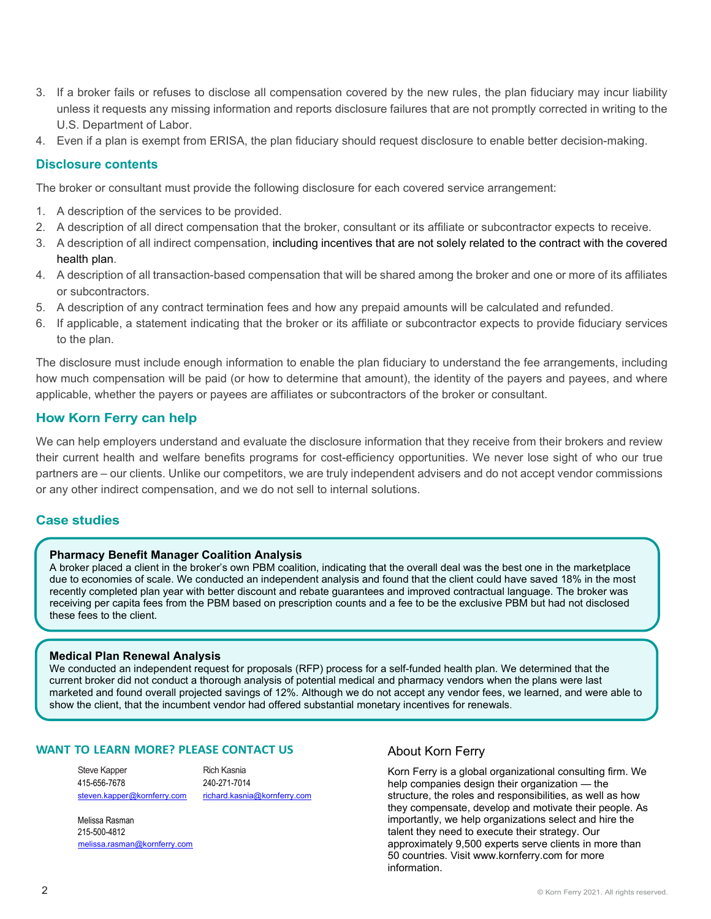3. If a broker fails or refuses to disclose all compensation covered by the new rules, the plan fiduciary may incur liability unless it requests any missing information and reports disclosure failures that are not promptly corrected in writing to the U.S. Department of Labor.
4. Even if a plan is exempt from ERISA, the plan fiduciary should request disclosure to enable better decision-making.

## Disclosure contents

The broker or consultant must provide the following disclosure for each covered service arrangement:

1. A description of the services to be provided.
2. A description of all direct compensation that the broker, consultant or its affiliate or subcontractor expects to receive.
3. A description of all indirect compensation, including incentives that are not solely related to the contract with the covered health plan.
4. A description of all transaction-based compensation that will be shared among the broker and one or more of its affiliates or subcontractors.
5. A description of any contract termination fees and how any prepaid amounts will be calculated and refunded.
6. If applicable, a statement indicating that the broker or its affiliate or subcontractor expects to provide fiduciary services to the plan.

The disclosure must include enough information to enable the plan fiduciary to understand the fee arrangements, including how much compensation will be paid (or how to determine that amount), the identity of the payers and payees, and where applicable, whether the payers or payees are affiliates or subcontractors of the broker or consultant.

## How Korn Ferry can help

We can help employers understand and evaluate the disclosure information that they receive from their brokers and review their current health and welfare benefits programs for cost-efficiency opportunities. We never lose sight of who our true partners are – our clients. Unlike our competitors, we are truly independent advisers and do not accept vendor commissions or any other indirect compensation, and we do not sell to internal solutions.

## Case studies

**Pharmacy Benefit Manager Coalition Analysis**

A broker placed a client in the broker's own PBM coalition, indicating that the overall deal was the best one in the marketplace due to economies of scale. We conducted an independent analysis and found that the client could have saved 18% in the most recently completed plan year with better discount and rebate guarantees and improved contractual language. The broker was receiving per capita fees from the PBM based on prescription counts and a fee to be the exclusive PBM but had not disclosed these fees to the client.

**Medical Plan Renewal Analysis**

We conducted an independent request for proposals (RFP) process for a self-funded health plan. We determined that the current broker did not conduct a thorough analysis of potential medical and pharmacy vendors when the plans were last marketed and found overall projected savings of 12%. Although we do not accept any vendor fees, we learned, and were able to show the client, that the incumbent vendor had offered substantial monetary incentives for renewals.

### WANT TO LEARN MORE? PLEASE CONTACT US

Steve Kapper
415-656-7678
steven.kapper@kornferry.com

Rich Kasnia
240-271-7014
richard.kasnia@kornferry.com

Melissa Rasman
215-500-4812
melissa.rasman@kornferry.com

### About Korn Ferry

Korn Ferry is a global organizational consulting firm. We help companies design their organization — the structure, the roles and responsibilities, as well as how they compensate, develop and motivate their people. As importantly, we help organizations select and hire the talent they need to execute their strategy. Our approximately 9,500 experts serve clients in more than 50 countries. Visit www.kornferry.com for more information.

© Korn Ferry 2021. All rights reserved.